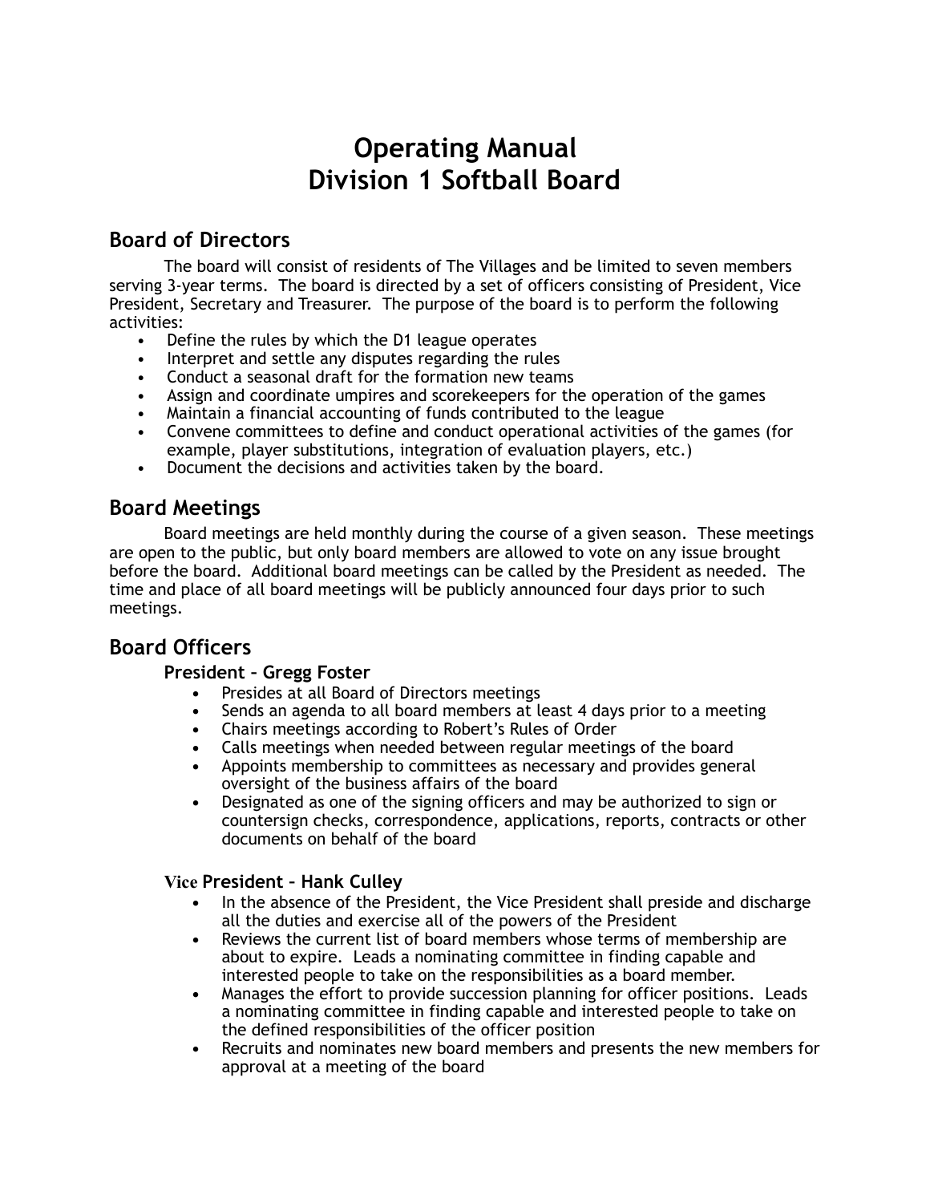# Operating Manual
# Division 1 Softball Board

## Board of Directors

The board will consist of residents of The Villages and be limited to seven members serving 3-year terms. The board is directed by a set of officers consisting of President, Vice President, Secretary and Treasurer. The purpose of the board is to perform the following activities:

- Define the rules by which the D1 league operates
- Interpret and settle any disputes regarding the rules
- Conduct a seasonal draft for the formation new teams
- Assign and coordinate umpires and scorekeepers for the operation of the games
- Maintain a financial accounting of funds contributed to the league
- Convene committees to define and conduct operational activities of the games (for example, player substitutions, integration of evaluation players, etc.)
- Document the decisions and activities taken by the board.

## Board Meetings

Board meetings are held monthly during the course of a given season. These meetings are open to the public, but only board members are allowed to vote on any issue brought before the board. Additional board meetings can be called by the President as needed. The time and place of all board meetings will be publicly announced four days prior to such meetings.

## Board Officers

### President – Gregg Foster

- Presides at all Board of Directors meetings
- Sends an agenda to all board members at least 4 days prior to a meeting
- Chairs meetings according to Robert's Rules of Order
- Calls meetings when needed between regular meetings of the board
- Appoints membership to committees as necessary and provides general oversight of the business affairs of the board
- Designated as one of the signing officers and may be authorized to sign or countersign checks, correspondence, applications, reports, contracts or other documents on behalf of the board

### Vice President – Hank Culley

- In the absence of the President, the Vice President shall preside and discharge all the duties and exercise all of the powers of the President
- Reviews the current list of board members whose terms of membership are about to expire. Leads a nominating committee in finding capable and interested people to take on the responsibilities as a board member.
- Manages the effort to provide succession planning for officer positions. Leads a nominating committee in finding capable and interested people to take on the defined responsibilities of the officer position
- Recruits and nominates new board members and presents the new members for approval at a meeting of the board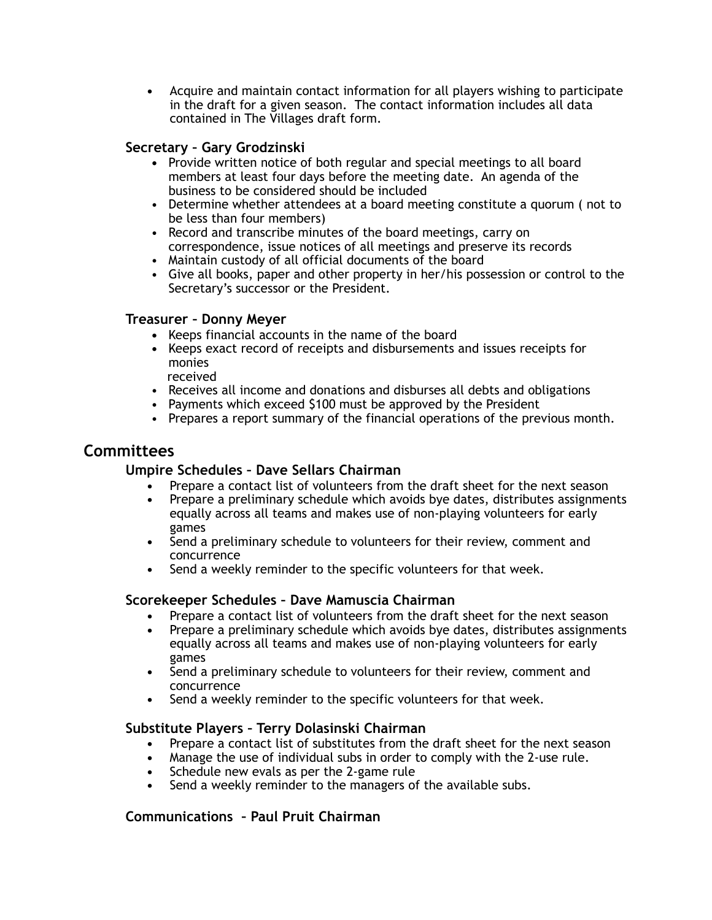- Acquire and maintain contact information for all players wishing to participate in the draft for a given season. The contact information includes all data contained in The Villages draft form.

### Secretary – Gary Grodzinski

- Provide written notice of both regular and special meetings to all board members at least four days before the meeting date. An agenda of the business to be considered should be included
- Determine whether attendees at a board meeting constitute a quorum ( not to be less than four members)
- Record and transcribe minutes of the board meetings, carry on correspondence, issue notices of all meetings and preserve its records
- Maintain custody of all official documents of the board
- Give all books, paper and other property in her/his possession or control to the Secretary's successor or the President.

### Treasurer – Donny Meyer

- Keeps financial accounts in the name of the board
- Keeps exact record of receipts and disbursements and issues receipts for monies received
- Receives all income and donations and disburses all debts and obligations
- Payments which exceed $100 must be approved by the President
- Prepares a report summary of the financial operations of the previous month.

## Committees

### Umpire Schedules – Dave Sellars Chairman

- Prepare a contact list of volunteers from the draft sheet for the next season
- Prepare a preliminary schedule which avoids bye dates, distributes assignments equally across all teams and makes use of non-playing volunteers for early games
- Send a preliminary schedule to volunteers for their review, comment and concurrence
- Send a weekly reminder to the specific volunteers for that week.

### Scorekeeper Schedules – Dave Mamuscia Chairman

- Prepare a contact list of volunteers from the draft sheet for the next season
- Prepare a preliminary schedule which avoids bye dates, distributes assignments equally across all teams and makes use of non-playing volunteers for early games
- Send a preliminary schedule to volunteers for their review, comment and concurrence
- Send a weekly reminder to the specific volunteers for that week.

### Substitute Players – Terry Dolasinski Chairman

- Prepare a contact list of substitutes from the draft sheet for the next season
- Manage the use of individual subs in order to comply with the 2-use rule.
- Schedule new evals as per the 2-game rule
- Send a weekly reminder to the managers of the available subs.

### Communications – Paul Pruit Chairman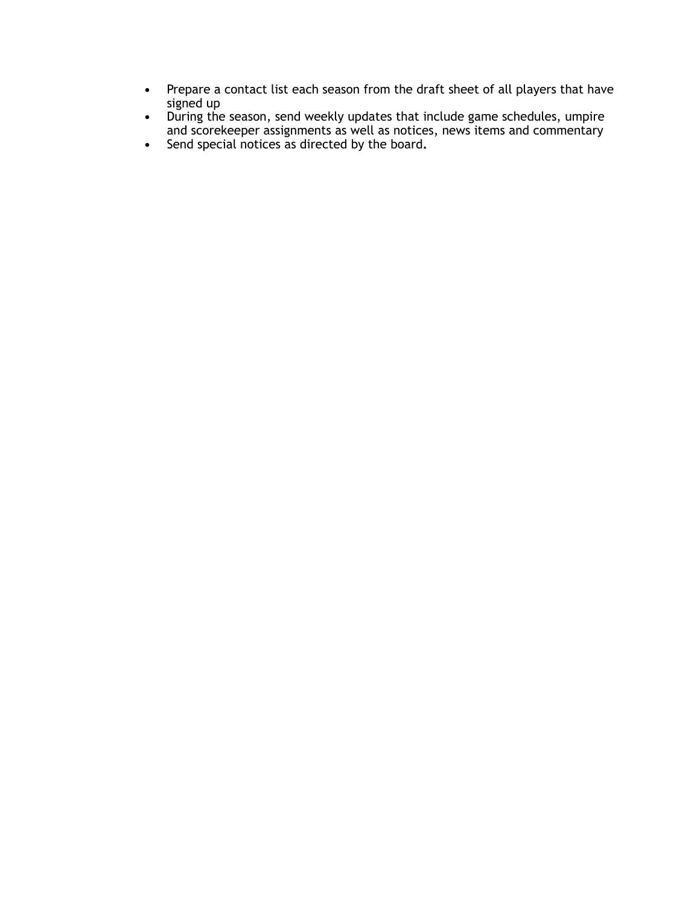- Prepare a contact list each season from the draft sheet of all players that have signed up
- During the season, send weekly updates that include game schedules, umpire and scorekeeper assignments as well as notices, news items and commentary
- Send special notices as directed by the board.